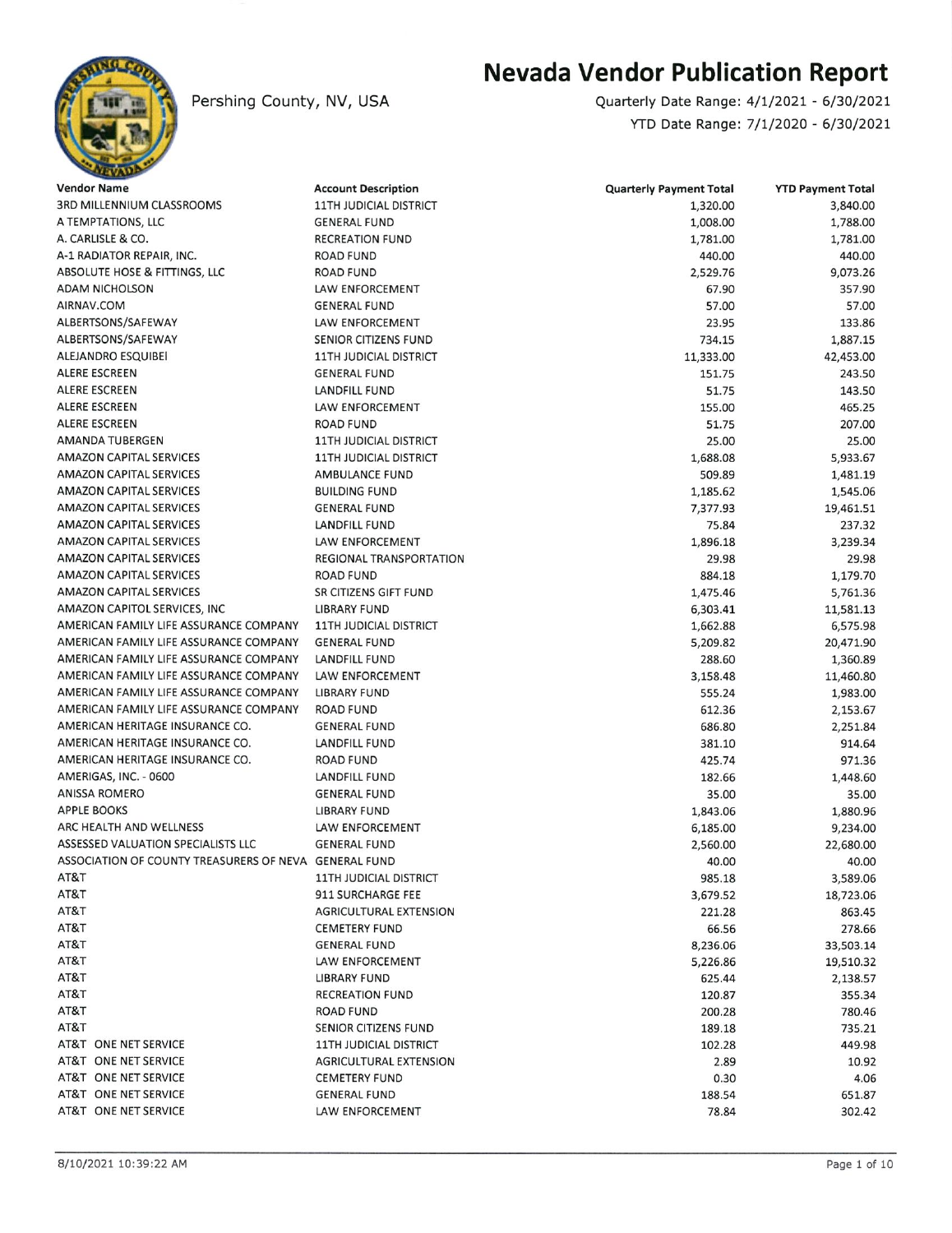# Nevada Vendor Publication Report

Pershing County, NV, USA

Quarterly Date Range: 4/1/2021 - 6/30/2021

YTD Date Range: 7/1/2020 - 6/30/2021

| Vendor Name | Account Description | Quarterly Payment Total | YTD Payment Total |
|---|---|---|---|
| 3RD MILLENNIUM CLASSROOMS | 11TH JUDICIAL DISTRICT | 1,320.00 | 3,840.00 |
| A TEMPTATIONS, LLC | GENERAL FUND | 1,008.00 | 1,788.00 |
| A. CARLISLE & CO. | RECREATION FUND | 1,781.00 | 1,781.00 |
| A-1 RADIATOR REPAIR, INC. | ROAD FUND | 440.00 | 440.00 |
| ABSOLUTE HOSE & FITTINGS, LLC | ROAD FUND | 2,529.76 | 9,073.26 |
| ADAM NICHOLSON | LAW ENFORCEMENT | 67.90 | 357.90 |
| AIRNAV.COM | GENERAL FUND | 57.00 | 57.00 |
| ALBERTSONS/SAFEWAY | LAW ENFORCEMENT | 23.95 | 133.86 |
| ALBERTSONS/SAFEWAY | SENIOR CITIZENS FUND | 734.15 | 1,887.15 |
| ALEJANDRO ESQUIBEI | 11TH JUDICIAL DISTRICT | 11,333.00 | 42,453.00 |
| ALERE ESCREEN | GENERAL FUND | 151.75 | 243.50 |
| ALERE ESCREEN | LANDFILL FUND | 51.75 | 143.50 |
| ALERE ESCREEN | LAW ENFORCEMENT | 155.00 | 465.25 |
| ALERE ESCREEN | ROAD FUND | 51.75 | 207.00 |
| AMANDA TUBERGEN | 11TH JUDICIAL DISTRICT | 25.00 | 25.00 |
| AMAZON CAPITAL SERVICES | 11TH JUDICIAL DISTRICT | 1,688.08 | 5,933.67 |
| AMAZON CAPITAL SERVICES | AMBULANCE FUND | 509.89 | 1,481.19 |
| AMAZON CAPITAL SERVICES | BUILDING FUND | 1,185.62 | 1,545.06 |
| AMAZON CAPITAL SERVICES | GENERAL FUND | 7,377.93 | 19,461.51 |
| AMAZON CAPITAL SERVICES | LANDFILL FUND | 75.84 | 237.32 |
| AMAZON CAPITAL SERVICES | LAW ENFORCEMENT | 1,896.18 | 3,239.34 |
| AMAZON CAPITAL SERVICES | REGIONAL TRANSPORTATION | 29.98 | 29.98 |
| AMAZON CAPITAL SERVICES | ROAD FUND | 884.18 | 1,179.70 |
| AMAZON CAPITAL SERVICES | SR CITIZENS GIFT FUND | 1,475.46 | 5,761.36 |
| AMAZON CAPITOL SERVICES, INC | LIBRARY FUND | 6,303.41 | 11,581.13 |
| AMERICAN FAMILY LIFE ASSURANCE COMPANY | 11TH JUDICIAL DISTRICT | 1,662.88 | 6,575.98 |
| AMERICAN FAMILY LIFE ASSURANCE COMPANY | GENERAL FUND | 5,209.82 | 20,471.90 |
| AMERICAN FAMILY LIFE ASSURANCE COMPANY | LANDFILL FUND | 288.60 | 1,360.89 |
| AMERICAN FAMILY LIFE ASSURANCE COMPANY | LAW ENFORCEMENT | 3,158.48 | 11,460.80 |
| AMERICAN FAMILY LIFE ASSURANCE COMPANY | LIBRARY FUND | 555.24 | 1,983.00 |
| AMERICAN FAMILY LIFE ASSURANCE COMPANY | ROAD FUND | 612.36 | 2,153.67 |
| AMERICAN HERITAGE INSURANCE CO. | GENERAL FUND | 686.80 | 2,251.84 |
| AMERICAN HERITAGE INSURANCE CO. | LANDFILL FUND | 381.10 | 914.64 |
| AMERICAN HERITAGE INSURANCE CO. | ROAD FUND | 425.74 | 971.36 |
| AMERIGAS, INC. - 0600 | LANDFILL FUND | 182.66 | 1,448.60 |
| ANISSA ROMERO | GENERAL FUND | 35.00 | 35.00 |
| APPLE BOOKS | LIBRARY FUND | 1,843.06 | 1,880.96 |
| ARC HEALTH AND WELLNESS | LAW ENFORCEMENT | 6,185.00 | 9,234.00 |
| ASSESSED VALUATION SPECIALISTS LLC | GENERAL FUND | 2,560.00 | 22,680.00 |
| ASSOCIATION OF COUNTY TREASURERS OF NEVA | GENERAL FUND | 40.00 | 40.00 |
| AT&T | 11TH JUDICIAL DISTRICT | 985.18 | 3,589.06 |
| AT&T | 911 SURCHARGE FEE | 3,679.52 | 18,723.06 |
| AT&T | AGRICULTURAL EXTENSION | 221.28 | 863.45 |
| AT&T | CEMETERY FUND | 66.56 | 278.66 |
| AT&T | GENERAL FUND | 8,236.06 | 33,503.14 |
| AT&T | LAW ENFORCEMENT | 5,226.86 | 19,510.32 |
| AT&T | LIBRARY FUND | 625.44 | 2,138.57 |
| AT&T | RECREATION FUND | 120.87 | 355.34 |
| AT&T | ROAD FUND | 200.28 | 780.46 |
| AT&T | SENIOR CITIZENS FUND | 189.18 | 735.21 |
| AT&T ONE NET SERVICE | 11TH JUDICIAL DISTRICT | 102.28 | 449.98 |
| AT&T ONE NET SERVICE | AGRICULTURAL EXTENSION | 2.89 | 10.92 |
| AT&T ONE NET SERVICE | CEMETERY FUND | 0.30 | 4.06 |
| AT&T ONE NET SERVICE | GENERAL FUND | 188.54 | 651.87 |
| AT&T ONE NET SERVICE | LAW ENFORCEMENT | 78.84 | 302.42 |

8/10/2021 10:39:22 AM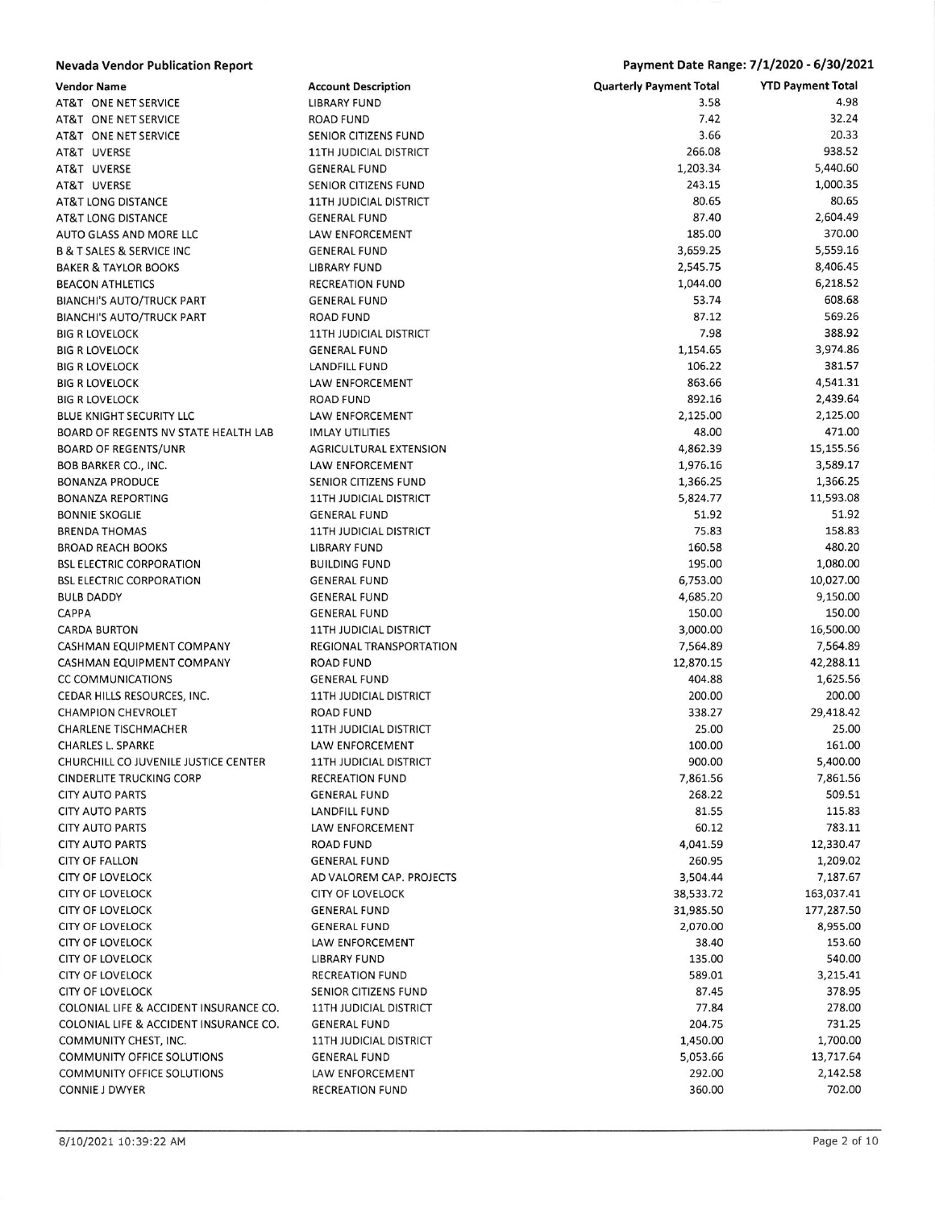**Nevada Vendor Publication Report**

**Payment Date Range: 7/1/2020 - 6/30/2021**

| Vendor Name | Account Description | Quarterly Payment Total | YTD Payment Total |
|---|---|---|---|
| AT&T ONE NET SERVICE | LIBRARY FUND | 3.58 | 4.98 |
| AT&T ONE NET SERVICE | ROAD FUND | 7.42 | 32.24 |
| AT&T ONE NET SERVICE | SENIOR CITIZENS FUND | 3.66 | 20.33 |
| AT&T UVERSE | 11TH JUDICIAL DISTRICT | 266.08 | 938.52 |
| AT&T UVERSE | GENERAL FUND | 1,203.34 | 5,440.60 |
| AT&T UVERSE | SENIOR CITIZENS FUND | 243.15 | 1,000.35 |
| AT&T LONG DISTANCE | 11TH JUDICIAL DISTRICT | 80.65 | 80.65 |
| AT&T LONG DISTANCE | GENERAL FUND | 87.40 | 2,604.49 |
| AUTO GLASS AND MORE LLC | LAW ENFORCEMENT | 185.00 | 370.00 |
| B & T SALES & SERVICE INC | GENERAL FUND | 3,659.25 | 5,559.16 |
| BAKER & TAYLOR BOOKS | LIBRARY FUND | 2,545.75 | 8,406.45 |
| BEACON ATHLETICS | RECREATION FUND | 1,044.00 | 6,218.52 |
| BIANCHI'S AUTO/TRUCK PART | GENERAL FUND | 53.74 | 608.68 |
| BIANCHI'S AUTO/TRUCK PART | ROAD FUND | 87.12 | 569.26 |
| BIG R LOVELOCK | 11TH JUDICIAL DISTRICT | 7.98 | 388.92 |
| BIG R LOVELOCK | GENERAL FUND | 1,154.65 | 3,974.86 |
| BIG R LOVELOCK | LANDFILL FUND | 106.22 | 381.57 |
| BIG R LOVELOCK | LAW ENFORCEMENT | 863.66 | 4,541.31 |
| BIG R LOVELOCK | ROAD FUND | 892.16 | 2,439.64 |
| BLUE KNIGHT SECURITY LLC | LAW ENFORCEMENT | 2,125.00 | 2,125.00 |
| BOARD OF REGENTS NV STATE HEALTH LAB | IMLAY UTILITIES | 48.00 | 471.00 |
| BOARD OF REGENTS/UNR | AGRICULTURAL EXTENSION | 4,862.39 | 15,155.56 |
| BOB BARKER CO., INC. | LAW ENFORCEMENT | 1,976.16 | 3,589.17 |
| BONANZA PRODUCE | SENIOR CITIZENS FUND | 1,366.25 | 1,366.25 |
| BONANZA REPORTING | 11TH JUDICIAL DISTRICT | 5,824.77 | 11,593.08 |
| BONNIE SKOGLIE | GENERAL FUND | 51.92 | 51.92 |
| BRENDA THOMAS | 11TH JUDICIAL DISTRICT | 75.83 | 158.83 |
| BROAD REACH BOOKS | LIBRARY FUND | 160.58 | 480.20 |
| BSL ELECTRIC CORPORATION | BUILDING FUND | 195.00 | 1,080.00 |
| BSL ELECTRIC CORPORATION | GENERAL FUND | 6,753.00 | 10,027.00 |
| BULB DADDY | GENERAL FUND | 4,685.20 | 9,150.00 |
| CAPPA | GENERAL FUND | 150.00 | 150.00 |
| CARDA BURTON | 11TH JUDICIAL DISTRICT | 3,000.00 | 16,500.00 |
| CASHMAN EQUIPMENT COMPANY | REGIONAL TRANSPORTATION | 7,564.89 | 7,564.89 |
| CASHMAN EQUIPMENT COMPANY | ROAD FUND | 12,870.15 | 42,288.11 |
| CC COMMUNICATIONS | GENERAL FUND | 404.88 | 1,625.56 |
| CEDAR HILLS RESOURCES, INC. | 11TH JUDICIAL DISTRICT | 200.00 | 200.00 |
| CHAMPION CHEVROLET | ROAD FUND | 338.27 | 29,418.42 |
| CHARLENE TISCHMACHER | 11TH JUDICIAL DISTRICT | 25.00 | 25.00 |
| CHARLES L. SPARKE | LAW ENFORCEMENT | 100.00 | 161.00 |
| CHURCHILL CO JUVENILE JUSTICE CENTER | 11TH JUDICIAL DISTRICT | 900.00 | 5,400.00 |
| CINDERLITE TRUCKING CORP | RECREATION FUND | 7,861.56 | 7,861.56 |
| CITY AUTO PARTS | GENERAL FUND | 268.22 | 509.51 |
| CITY AUTO PARTS | LANDFILL FUND | 81.55 | 115.83 |
| CITY AUTO PARTS | LAW ENFORCEMENT | 60.12 | 783.11 |
| CITY AUTO PARTS | ROAD FUND | 4,041.59 | 12,330.47 |
| CITY OF FALLON | GENERAL FUND | 260.95 | 1,209.02 |
| CITY OF LOVELOCK | AD VALOREM CAP. PROJECTS | 3,504.44 | 7,187.67 |
| CITY OF LOVELOCK | CITY OF LOVELOCK | 38,533.72 | 163,037.41 |
| CITY OF LOVELOCK | GENERAL FUND | 31,985.50 | 177,287.50 |
| CITY OF LOVELOCK | GENERAL FUND | 2,070.00 | 8,955.00 |
| CITY OF LOVELOCK | LAW ENFORCEMENT | 38.40 | 153.60 |
| CITY OF LOVELOCK | LIBRARY FUND | 135.00 | 540.00 |
| CITY OF LOVELOCK | RECREATION FUND | 589.01 | 3,215.41 |
| CITY OF LOVELOCK | SENIOR CITIZENS FUND | 87.45 | 378.95 |
| COLONIAL LIFE & ACCIDENT INSURANCE CO. | 11TH JUDICIAL DISTRICT | 77.84 | 278.00 |
| COLONIAL LIFE & ACCIDENT INSURANCE CO. | GENERAL FUND | 204.75 | 731.25 |
| COMMUNITY CHEST, INC. | 11TH JUDICIAL DISTRICT | 1,450.00 | 1,700.00 |
| COMMUNITY OFFICE SOLUTIONS | GENERAL FUND | 5,053.66 | 13,717.64 |
| COMMUNITY OFFICE SOLUTIONS | LAW ENFORCEMENT | 292.00 | 2,142.58 |
| CONNIE J DWYER | RECREATION FUND | 360.00 | 702.00 |

8/10/2021 10:39:22 AM